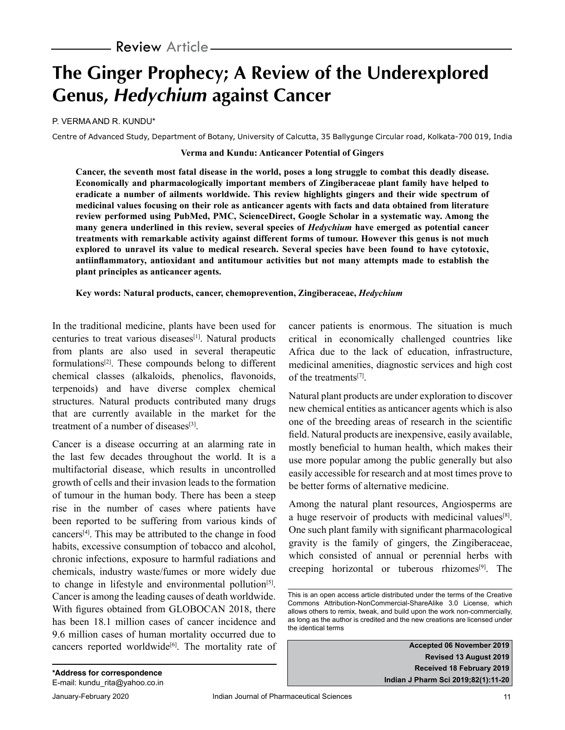Review Article

# The Ginger Prophecy; A Review of the Underexplored Genus, *Hedychium* against Cancer

P. VERMA AND R. KUNDU*

Centre of Advanced Study, Department of Botany, University of Calcutta, 35 Ballygunge Circular road, Kolkata-700 019, India

**Verma and Kundu: Anticancer Potential of Gingers**

**Cancer, the seventh most fatal disease in the world, poses a long struggle to combat this deadly disease. Economically and pharmacologically important members of Zingiberaceae plant family have helped to eradicate a number of ailments worldwide. This review highlights gingers and their wide spectrum of medicinal values focusing on their role as anticancer agents with facts and data obtained from literature review performed using PubMed, PMC, ScienceDirect, Google Scholar in a systematic way. Among the many genera underlined in this review, several species of *Hedychium* have emerged as potential cancer treatments with remarkable activity against different forms of tumour. However this genus is not much explored to unravel its value to medical research. Several species have been found to have cytotoxic, antiinflammatory, antioxidant and antitumour activities but not many attempts made to establish the plant principles as anticancer agents.**

**Key words: Natural products, cancer, chemoprevention, Zingiberaceae, *Hedychium***

In the traditional medicine, plants have been used for centuries to treat various diseases[1]. Natural products from plants are also used in several therapeutic formulations[2]. These compounds belong to different chemical classes (alkaloids, phenolics, flavonoids, terpenoids) and have diverse complex chemical structures. Natural products contributed many drugs that are currently available in the market for the treatment of a number of diseases[3].

Cancer is a disease occurring at an alarming rate in the last few decades throughout the world. It is a multifactorial disease, which results in uncontrolled growth of cells and their invasion leads to the formation of tumour in the human body. There has been a steep rise in the number of cases where patients have been reported to be suffering from various kinds of cancers[4]. This may be attributed to the change in food habits, excessive consumption of tobacco and alcohol, chronic infections, exposure to harmful radiations and chemicals, industry waste/fumes or more widely due to change in lifestyle and environmental pollution[5]. Cancer is among the leading causes of death worldwide. With figures obtained from GLOBOCAN 2018, there has been 18.1 million cases of cancer incidence and 9.6 million cases of human mortality occurred due to cancers reported worldwide[6]. The mortality rate of cancer patients is enormous. The situation is much critical in economically challenged countries like Africa due to the lack of education, infrastructure, medicinal amenities, diagnostic services and high cost of the treatments[7].

Natural plant products are under exploration to discover new chemical entities as anticancer agents which is also one of the breeding areas of research in the scientific field. Natural products are inexpensive, easily available, mostly beneficial to human health, which makes their use more popular among the public generally but also easily accessible for research and at most times prove to be better forms of alternative medicine.

Among the natural plant resources, Angiosperms are a huge reservoir of products with medicinal values[8]. One such plant family with significant pharmacological gravity is the family of gingers, the Zingiberaceae, which consisted of annual or perennial herbs with creeping horizontal or tuberous rhizomes[9]. The

*Address for correspondence
E-mail: kundu_rita@yahoo.co.in

This is an open access article distributed under the terms of the Creative Commons Attribution-NonCommercial-ShareAlike 3.0 License, which allows others to remix, tweak, and build upon the work non-commercially, as long as the author is credited and the new creations are licensed under the identical terms

Accepted 06 November 2019
Revised 13 August 2019
Received 18 February 2019
Indian J Pharm Sci 2019;82(1):11-20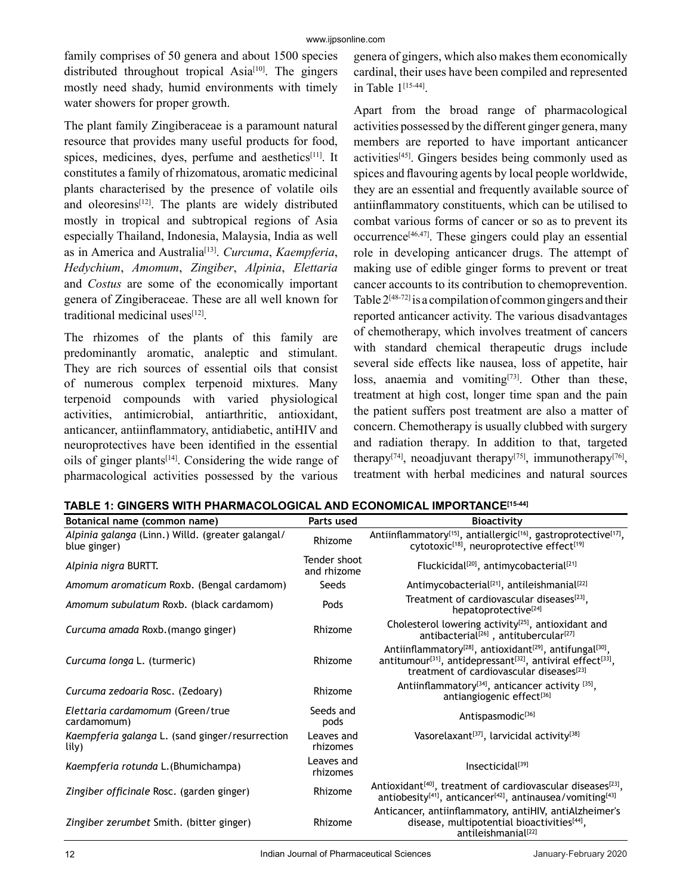family comprises of 50 genera and about 1500 species distributed throughout tropical Asia[10]. The gingers mostly need shady, humid environments with timely water showers for proper growth.

The plant family Zingiberaceae is a paramount natural resource that provides many useful products for food, spices, medicines, dyes, perfume and aesthetics[11]. It constitutes a family of rhizomatous, aromatic medicinal plants characterised by the presence of volatile oils and oleoresins[12]. The plants are widely distributed mostly in tropical and subtropical regions of Asia especially Thailand, Indonesia, Malaysia, India as well as in America and Australia[13]. *Curcuma*, *Kaempferia*, *Hedychium*, *Amomum*, *Zingiber*, *Alpinia*, *Elettaria* and *Costus* are some of the economically important genera of Zingiberaceae. These are all well known for traditional medicinal uses[12].

The rhizomes of the plants of this family are predominantly aromatic, analeptic and stimulant. They are rich sources of essential oils that consist of numerous complex terpenoid mixtures. Many terpenoid compounds with varied physiological activities, antimicrobial, antiarthritic, antioxidant, anticancer, antiinflammatory, antidiabetic, antiHIV and neuroprotectives have been identified in the essential oils of ginger plants[14]. Considering the wide range of pharmacological activities possessed by the various genera of gingers, which also makes them economically cardinal, their uses have been compiled and represented in Table 1[15-44].

Apart from the broad range of pharmacological activities possessed by the different ginger genera, many members are reported to have important anticancer activities[45]. Gingers besides being commonly used as spices and flavouring agents by local people worldwide, they are an essential and frequently available source of antiinflammatory constituents, which can be utilised to combat various forms of cancer or so as to prevent its occurrence[46,47]. These gingers could play an essential role in developing anticancer drugs. The attempt of making use of edible ginger forms to prevent or treat cancer accounts to its contribution to chemoprevention. Table 2[48-72] is a compilation of common gingers and their reported anticancer activity. The various disadvantages of chemotherapy, which involves treatment of cancers with standard chemical therapeutic drugs include several side effects like nausea, loss of appetite, hair loss, anaemia and vomiting[73]. Other than these, treatment at high cost, longer time span and the pain the patient suffers post treatment are also a matter of concern. Chemotherapy is usually clubbed with surgery and radiation therapy. In addition to that, targeted therapy[74], neoadjuvant therapy[75], immunotherapy[76], treatment with herbal medicines and natural sources

**TABLE 1: GINGERS WITH PHARMACOLOGICAL AND ECONOMICAL IMPORTANCE[15-44]**

| Botanical name (common name) | Parts used | Bioactivity |
|---|---|---|
| *Alpinia galanga* (Linn.) Willd. (greater galangal/ blue ginger) | Rhizome | Antiinflammatory[15], antiallergic[16], gastroprotective[17], cytotoxic[18], neuroprotective effect[19] |
| *Alpinia nigra* BURTT. | Tender shoot and rhizome | Fluckicidal[20], antimycobacterial[21] |
| *Amomum aromaticum* Roxb. (Bengal cardamom) | Seeds | Antimycobacterial[21], antileishmanial[22] |
| *Amomum subulatum* Roxb. (black cardamom) | Pods | Treatment of cardiovascular diseases[23], hepatoprotective[24] |
| *Curcuma amada* Roxb.(mango ginger) | Rhizome | Cholesterol lowering activity[25], antioxidant and antibacterial[26] , antitubercular[27] |
| *Curcuma longa* L. (turmeric) | Rhizome | Antiinflammatory[28], antioxidant[29], antifungal[30], antitumour[31], antidepressant[32], antiviral effect[33], treatment of cardiovascular diseases[23] |
| *Curcuma zedoaria* Rosc. (Zedoary) | Rhizome | Antiinflammatory[34], anticancer activity [35], antiangiogenic effect[36] |
| *Elettaria cardamomum* (Green/true cardamomum) | Seeds and pods | Antispasmodic[36] |
| *Kaempferia galanga* L. (sand ginger/resurrection lily) | Leaves and rhizomes | Vasorelaxant[37], larvicidal activity[38] |
| *Kaempferia rotunda* L.(Bhumichampa) | Leaves and rhizomes | Insecticidal[39] |
| *Zingiber officinale* Rosc. (garden ginger) | Rhizome | Antioxidant[40], treatment of cardiovascular diseases[23], antiobesity[41], anticancer[42], antinausea/vomiting[43] |
| *Zingiber zerumbet* Smith. (bitter ginger) | Rhizome | Anticancer, antiinflammatory, antiHIV, antiAlzheimer's disease, multipotential bioactivities[44], antileishmanial[22] |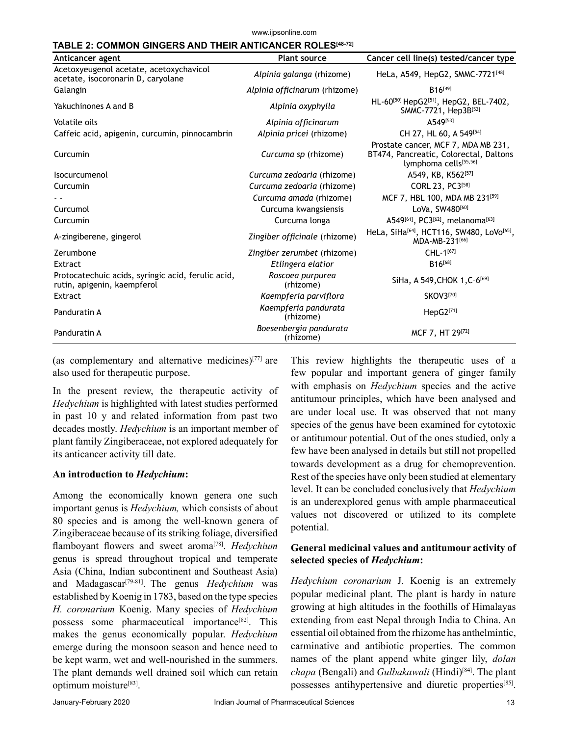**TABLE 2: COMMON GINGERS AND THEIR ANTICANCER ROLES[48-72]**

| Anticancer agent | Plant source | Cancer cell line(s) tested/cancer type |
|---|---|---|
| Acetoxyeugenol acetate, acetoxychavicol acetate, isocoronarin D, caryolane | *Alpinia galanga* (rhizome) | HeLa, A549, HepG2, SMMC-7721[48] |
| Galangin | *Alpinia officinarum* (rhizome) | B16[49] |
| Yakuchinones A and B | *Alpinia oxyphylla* | HL-60[50] HepG2[51], HepG2, BEL-7402, SMMC-7721, Hep3B[52] |
| Volatile oils | *Alpinia officinarum* | A549[53] |
| Caffeic acid, apigenin, curcumin, pinnocambrin | *Alpinia pricei* (rhizome) | CH 27, HL 60, A 549[54] |
| Curcumin | *Curcuma sp* (rhizome) | Prostate cancer, MCF 7, MDA MB 231, BT474, Pancreatic, Colorectal, Daltons lymphoma cells[55,56] |
| Isocurcumenol | *Curcuma zedoaria* (rhizome) | A549, KB, K562[57] |
| Curcumin | *Curcuma zedoaria* (rhizome) | CORL 23, PC3[58] |
| - - | *Curcuma amada* (rhizome) | MCF 7, HBL 100, MDA MB 231[59] |
| Curcumol | Curcuma kwangsiensis | LoVa, SW480[60] |
| Curcumin | Curcuma longa | A549[61], PC3[62], melanoma[63] |
| A-zingiberene, gingerol | *Zingiber officinale* (rhizome) | HeLa, SiHa[64], HCT116, SW480, LoVo[65], MDA-MB-231[66] |
| Zerumbone | *Zingiber zerumbet* (rhizome) | CHL-1[67] |
| Extract | *Etlingera elatior* | B16[68] |
| Protocatechuic acids, syringic acid, ferulic acid, rutin, apigenin, kaempferol | *Roscoea purpurea* (rhizome) | SiHa, A 549,CHOK 1,C-6[69] |
| Extract | *Kaempferia parviflora* | SKOV3[70] |
| Panduratin A | *Kaempferia pandurata* (rhizome) | HepG2[71] |
| Panduratin A | *Boesenbergia pandurata* (rhizome) | MCF 7, HT 29[72] |

(as complementary and alternative medicines)[77] are also used for therapeutic purpose.

In the present review, the therapeutic activity of *Hedychium* is highlighted with latest studies performed in past 10 y and related information from past two decades mostly. *Hedychium* is an important member of plant family Zingiberaceae, not explored adequately for its anticancer activity till date.

**An introduction to *Hedychium*:**

Among the economically known genera one such important genus is *Hedychium,* which consists of about 80 species and is among the well-known genera of Zingiberaceae because of its striking foliage, diversified flamboyant flowers and sweet aroma[78]. *Hedychium* genus is spread throughout tropical and temperate Asia (China, Indian subcontinent and Southeast Asia) and Madagascar[79-81]. The genus *Hedychium* was established by Koenig in 1783, based on the type species *H. coronarium* Koenig. Many species of *Hedychium* possess some pharmaceutical importance[82]. This makes the genus economically popular. *Hedychium* emerge during the monsoon season and hence need to be kept warm, wet and well-nourished in the summers. The plant demands well drained soil which can retain optimum moisture[83].

This review highlights the therapeutic uses of a few popular and important genera of ginger family with emphasis on *Hedychium* species and the active antitumour principles, which have been analysed and are under local use. It was observed that not many species of the genus have been examined for cytotoxic or antitumour potential. Out of the ones studied, only a few have been analysed in details but still not propelled towards development as a drug for chemoprevention. Rest of the species have only been studied at elementary level. It can be concluded conclusively that *Hedychium* is an underexplored genus with ample pharmaceutical values not discovered or utilized to its complete potential.

**General medicinal values and antitumour activity of selected species of *Hedychium*:**

*Hedychium coronarium* J. Koenig is an extremely popular medicinal plant. The plant is hardy in nature growing at high altitudes in the foothills of Himalayas extending from east Nepal through India to China. An essential oil obtained from the rhizome has anthelmintic, carminative and antibiotic properties. The common names of the plant append white ginger lily, *dolan chapa* (Bengali) and *Gulbakawali* (Hindi)[84]. The plant possesses antihypertensive and diuretic properties[85].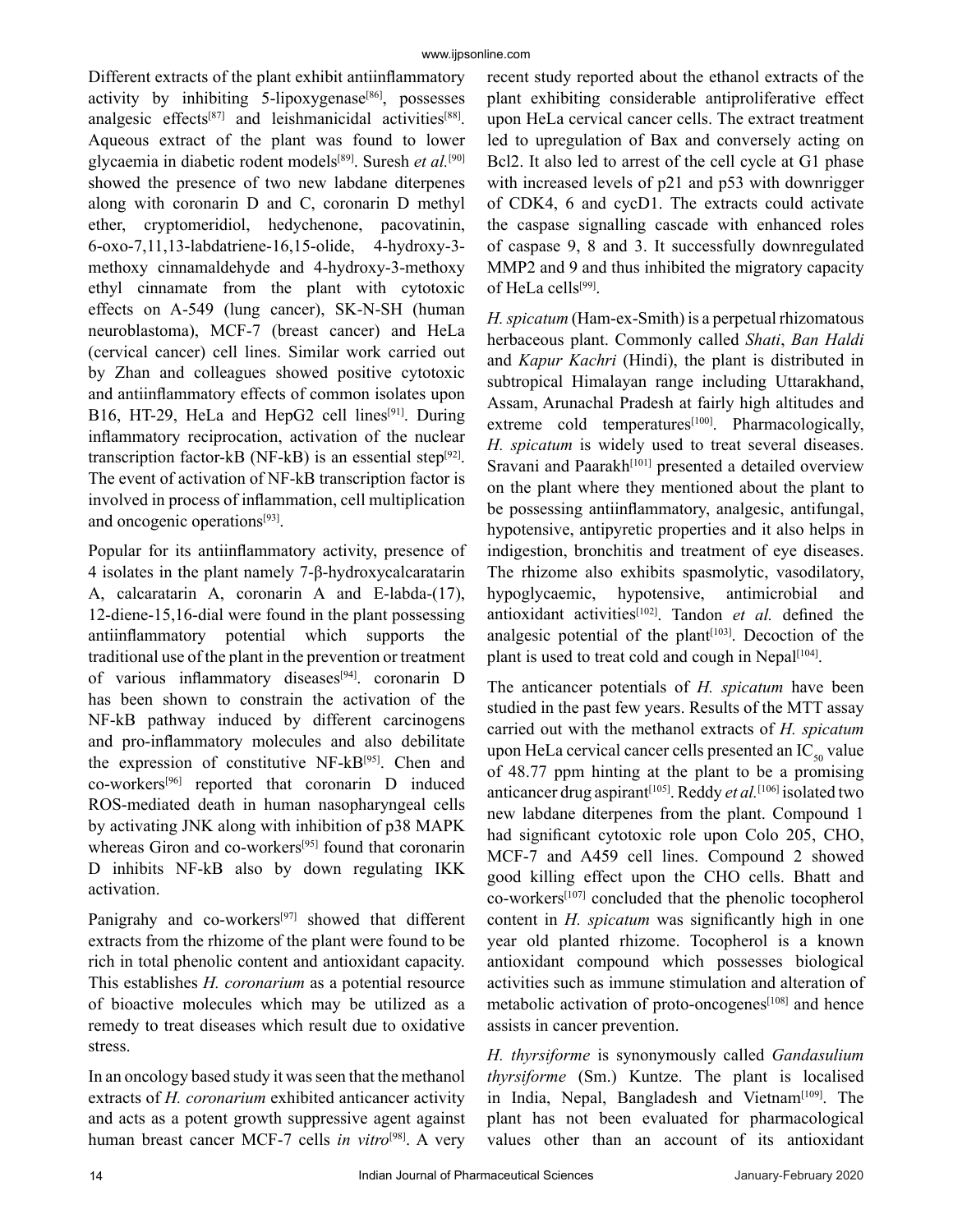Different extracts of the plant exhibit antiinflammatory activity by inhibiting 5-lipoxygenase[86], possesses analgesic effects[87] and leishmanicidal activities[88]. Aqueous extract of the plant was found to lower glycaemia in diabetic rodent models[89]. Suresh *et al.*[90] showed the presence of two new labdane diterpenes along with coronarin D and C, coronarin D methyl ether, cryptomeridiol, hedychenone, pacovatinin, 6-oxo-7,11,13-labdatriene-16,15-olide, 4-hydroxy-3-methoxy cinnamaldehyde and 4-hydroxy-3-methoxy ethyl cinnamate from the plant with cytotoxic effects on A-549 (lung cancer), SK-N-SH (human neuroblastoma), MCF-7 (breast cancer) and HeLa (cervical cancer) cell lines. Similar work carried out by Zhan and colleagues showed positive cytotoxic and antiinflammatory effects of common isolates upon B16, HT-29, HeLa and HepG2 cell lines[91]. During inflammatory reciprocation, activation of the nuclear transcription factor-kB (NF-kB) is an essential step[92]. The event of activation of NF-kB transcription factor is involved in process of inflammation, cell multiplication and oncogenic operations[93].

Popular for its antiinflammatory activity, presence of 4 isolates in the plant namely 7-β-hydroxycalcaratarin A, calcaratarin A, coronarin A and E-labda-(17), 12-diene-15,16-dial were found in the plant possessing antiinflammatory potential which supports the traditional use of the plant in the prevention or treatment of various inflammatory diseases[94]. coronarin D has been shown to constrain the activation of the NF-kB pathway induced by different carcinogens and pro-inflammatory molecules and also debilitate the expression of constitutive NF-kB[95]. Chen and co-workers[96] reported that coronarin D induced ROS-mediated death in human nasopharyngeal cells by activating JNK along with inhibition of p38 MAPK whereas Giron and co-workers[95] found that coronarin D inhibits NF-kB also by down regulating IKK activation.

Panigrahy and co-workers[97] showed that different extracts from the rhizome of the plant were found to be rich in total phenolic content and antioxidant capacity. This establishes *H. coronarium* as a potential resource of bioactive molecules which may be utilized as a remedy to treat diseases which result due to oxidative stress.

In an oncology based study it was seen that the methanol extracts of *H. coronarium* exhibited anticancer activity and acts as a potent growth suppressive agent against human breast cancer MCF-7 cells *in vitro*[98]. A very recent study reported about the ethanol extracts of the plant exhibiting considerable antiproliferative effect upon HeLa cervical cancer cells. The extract treatment led to upregulation of Bax and conversely acting on Bcl2. It also led to arrest of the cell cycle at G1 phase with increased levels of p21 and p53 with downrigger of CDK4, 6 and cycD1. The extracts could activate the caspase signalling cascade with enhanced roles of caspase 9, 8 and 3. It successfully downregulated MMP2 and 9 and thus inhibited the migratory capacity of HeLa cells[99].

*H. spicatum* (Ham-ex-Smith) is a perpetual rhizomatous herbaceous plant. Commonly called *Shati*, *Ban Haldi* and *Kapur Kachri* (Hindi), the plant is distributed in subtropical Himalayan range including Uttarakhand, Assam, Arunachal Pradesh at fairly high altitudes and extreme cold temperatures[100]. Pharmacologically, *H. spicatum* is widely used to treat several diseases. Sravani and Paarakh[101] presented a detailed overview on the plant where they mentioned about the plant to be possessing antiinflammatory, analgesic, antifungal, hypotensive, antipyretic properties and it also helps in indigestion, bronchitis and treatment of eye diseases. The rhizome also exhibits spasmolytic, vasodilatory, hypoglycaemic, hypotensive, antimicrobial and antioxidant activities[102]. Tandon *et al.* defined the analgesic potential of the plant[103]. Decoction of the plant is used to treat cold and cough in Nepal[104].

The anticancer potentials of *H. spicatum* have been studied in the past few years. Results of the MTT assay carried out with the methanol extracts of *H. spicatum* upon HeLa cervical cancer cells presented an $IC_{50}$ value of 48.77 ppm hinting at the plant to be a promising anticancer drug aspirant[105]. Reddy *et al.*[106] isolated two new labdane diterpenes from the plant. Compound 1 had significant cytotoxic role upon Colo 205, CHO, MCF-7 and A459 cell lines. Compound 2 showed good killing effect upon the CHO cells. Bhatt and co-workers[107] concluded that the phenolic tocopherol content in *H. spicatum* was significantly high in one year old planted rhizome. Tocopherol is a known antioxidant compound which possesses biological activities such as immune stimulation and alteration of metabolic activation of proto-oncogenes[108] and hence assists in cancer prevention.

*H. thyrsiforme* is synonymously called *Gandasulium thyrsiforme* (Sm.) Kuntze. The plant is localised in India, Nepal, Bangladesh and Vietnam[109]. The plant has not been evaluated for pharmacological values other than an account of its antioxidant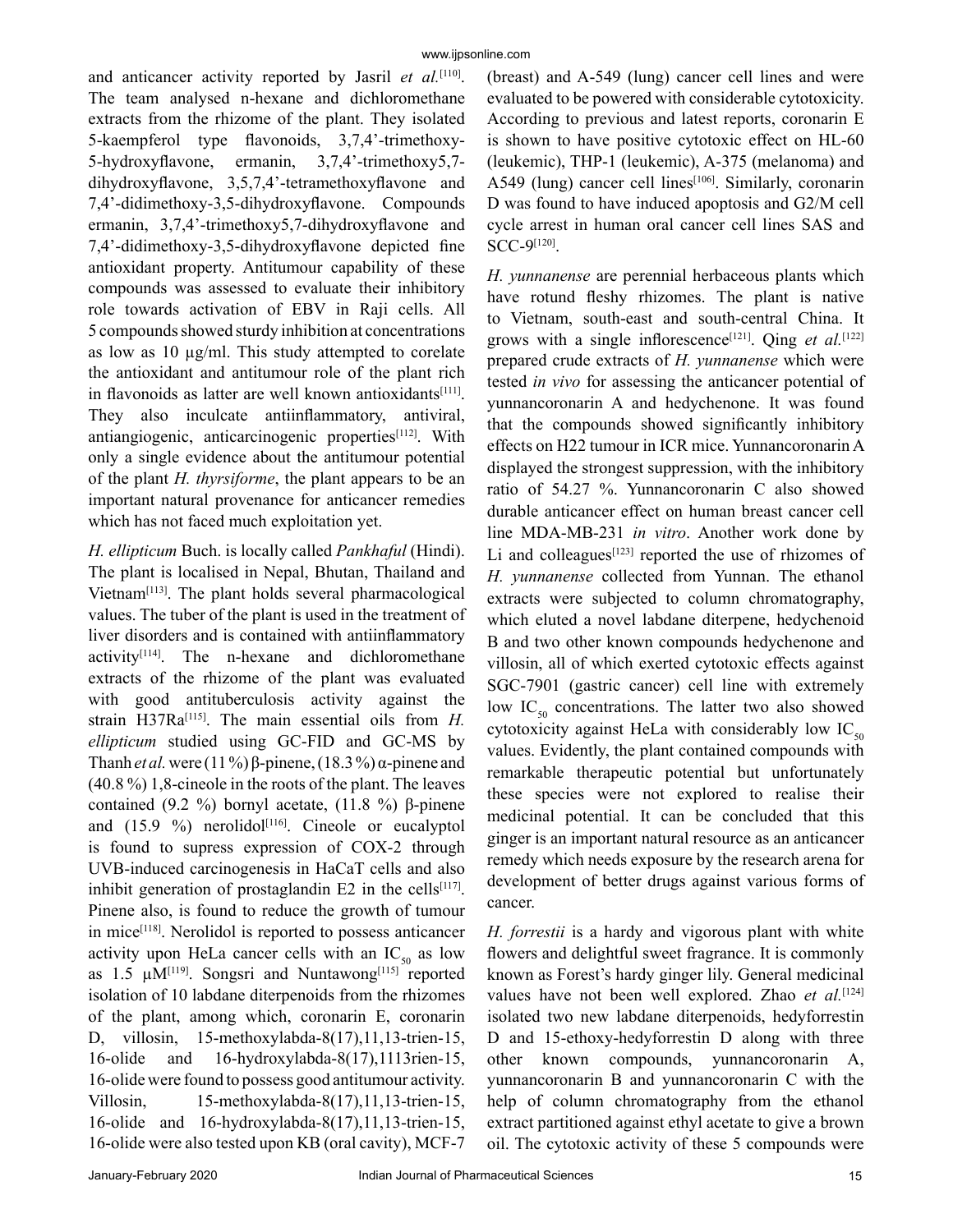and anticancer activity reported by Jasril *et al.*[110]. The team analysed n-hexane and dichloromethane extracts from the rhizome of the plant. They isolated 5-kaempferol type flavonoids, 3,7,4'-trimethoxy-5-hydroxyflavone, ermanin, 3,7,4'-trimethoxy5,7-dihydroxyflavone, 3,5,7,4'-tetramethoxyflavone and 7,4'-didimethoxy-3,5-dihydroxyflavone. Compounds ermanin, 3,7,4'-trimethoxy5,7-dihydroxyflavone and 7,4'-didimethoxy-3,5-dihydroxyflavone depicted fine antioxidant property. Antitumour capability of these compounds was assessed to evaluate their inhibitory role towards activation of EBV in Raji cells. All 5 compounds showed sturdy inhibition at concentrations as low as 10 µg/ml. This study attempted to corelate the antioxidant and antitumour role of the plant rich in flavonoids as latter are well known antioxidants[111]. They also inculcate antiinflammatory, antiviral, antiangiogenic, anticarcinogenic properties[112]. With only a single evidence about the antitumour potential of the plant *H. thyrsiforme*, the plant appears to be an important natural provenance for anticancer remedies which has not faced much exploitation yet.

*H. ellipticum* Buch. is locally called *Pankhaful* (Hindi). The plant is localised in Nepal, Bhutan, Thailand and Vietnam[113]. The plant holds several pharmacological values. The tuber of the plant is used in the treatment of liver disorders and is contained with antiinflammatory activity[114]. The n-hexane and dichloromethane extracts of the rhizome of the plant was evaluated with good antituberculosis activity against the strain H37Ra[115]. The main essential oils from *H. ellipticum* studied using GC-FID and GC-MS by Thanh *et al.* were (11 %) β-pinene, (18.3 %) α-pinene and (40.8 %) 1,8-cineole in the roots of the plant. The leaves contained (9.2 %) bornyl acetate, (11.8 %) β-pinene and (15.9 %) nerolidol[116]. Cineole or eucalyptol is found to supress expression of COX-2 through UVB-induced carcinogenesis in HaCaT cells and also inhibit generation of prostaglandin E2 in the cells[117]. Pinene also, is found to reduce the growth of tumour in mice[118]. Nerolidol is reported to possess anticancer activity upon HeLa cancer cells with an $IC_{50}$ as low as 1.5 µM[119]. Songsri and Nuntawong[115] reported isolation of 10 labdane diterpenoids from the rhizomes of the plant, among which, coronarin E, coronarin D, villosin, 15-methoxylabda-8(17),11,13-trien-15, 16-olide and 16-hydroxylabda-8(17),1113rien-15, 16-olide were found to possess good antitumour activity. Villosin, 15-methoxylabda-8(17),11,13-trien-15, 16-olide and 16-hydroxylabda-8(17),11,13-trien-15, 16-olide were also tested upon KB (oral cavity), MCF-7 (breast) and A-549 (lung) cancer cell lines and were evaluated to be powered with considerable cytotoxicity. According to previous and latest reports, coronarin E is shown to have positive cytotoxic effect on HL-60 (leukemic), THP-1 (leukemic), A-375 (melanoma) and A549 (lung) cancer cell lines[106]. Similarly, coronarin D was found to have induced apoptosis and G2/M cell cycle arrest in human oral cancer cell lines SAS and SCC-9[120].

*H. yunnanense* are perennial herbaceous plants which have rotund fleshy rhizomes. The plant is native to Vietnam, south-east and south-central China. It grows with a single inflorescence[121]. Qing *et al.*[122] prepared crude extracts of *H. yunnanense* which were tested *in vivo* for assessing the anticancer potential of yunnancoronarin A and hedychenone. It was found that the compounds showed significantly inhibitory effects on H22 tumour in ICR mice. Yunnancoronarin A displayed the strongest suppression, with the inhibitory ratio of 54.27 %. Yunnancoronarin C also showed durable anticancer effect on human breast cancer cell line MDA-MB-231 *in vitro*. Another work done by Li and colleagues[123] reported the use of rhizomes of *H. yunnanense* collected from Yunnan. The ethanol extracts were subjected to column chromatography, which eluted a novel labdane diterpene, hedychenoid B and two other known compounds hedychenone and villosin, all of which exerted cytotoxic effects against SGC-7901 (gastric cancer) cell line with extremely low $IC_{50}$ concentrations. The latter two also showed cytotoxicity against HeLa with considerably low $IC_{50}$ values. Evidently, the plant contained compounds with remarkable therapeutic potential but unfortunately these species were not explored to realise their medicinal potential. It can be concluded that this ginger is an important natural resource as an anticancer remedy which needs exposure by the research arena for development of better drugs against various forms of cancer.

*H. forrestii* is a hardy and vigorous plant with white flowers and delightful sweet fragrance. It is commonly known as Forest's hardy ginger lily. General medicinal values have not been well explored. Zhao *et al.*[124] isolated two new labdane diterpenoids, hedyforrestin D and 15-ethoxy-hedyforrestin D along with three other known compounds, yunnancoronarin A, yunnancoronarin B and yunnancoronarin C with the help of column chromatography from the ethanol extract partitioned against ethyl acetate to give a brown oil. The cytotoxic activity of these 5 compounds were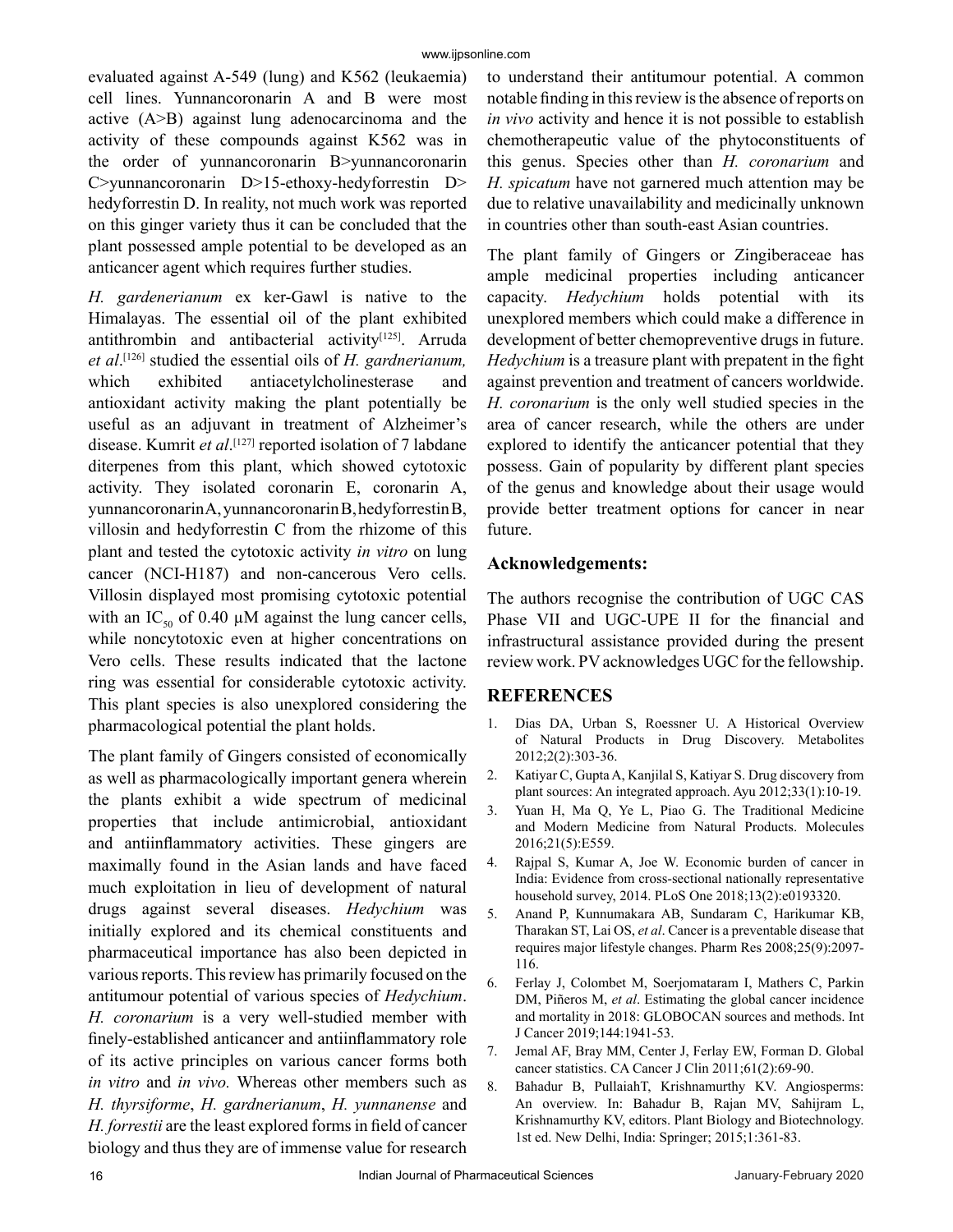evaluated against A-549 (lung) and K562 (leukaemia) cell lines. Yunnancoronarin A and B were most active (A>B) against lung adenocarcinoma and the activity of these compounds against K562 was in the order of yunnancoronarin B>yunnancoronarin C>yunnancoronarin D>15-ethoxy-hedyforrestin D> hedyforrestin D. In reality, not much work was reported on this ginger variety thus it can be concluded that the plant possessed ample potential to be developed as an anticancer agent which requires further studies.

*H. gardenerianum* ex ker-Gawl is native to the Himalayas. The essential oil of the plant exhibited antithrombin and antibacterial activity[125]. Arruda *et al*.[126] studied the essential oils of *H. gardnerianum,* which exhibited antiacetylcholinesterase and antioxidant activity making the plant potentially be useful as an adjuvant in treatment of Alzheimer's disease. Kumrit *et al*.[127] reported isolation of 7 labdane diterpenes from this plant, which showed cytotoxic activity. They isolated coronarin E, coronarin A, yunnancoronarin A, yunnancoronarin B, hedyforrestin B, villosin and hedyforrestin C from the rhizome of this plant and tested the cytotoxic activity *in vitro* on lung cancer (NCI-H187) and non-cancerous Vero cells. Villosin displayed most promising cytotoxic potential with an $IC_{50}$ of 0.40 µM against the lung cancer cells, while noncytotoxic even at higher concentrations on Vero cells. These results indicated that the lactone ring was essential for considerable cytotoxic activity. This plant species is also unexplored considering the pharmacological potential the plant holds.

The plant family of Gingers consisted of economically as well as pharmacologically important genera wherein the plants exhibit a wide spectrum of medicinal properties that include antimicrobial, antioxidant and antiinflammatory activities. These gingers are maximally found in the Asian lands and have faced much exploitation in lieu of development of natural drugs against several diseases. *Hedychium* was initially explored and its chemical constituents and pharmaceutical importance has also been depicted in various reports. This review has primarily focused on the antitumour potential of various species of *Hedychium*. *H. coronarium* is a very well-studied member with finely-established anticancer and antiinflammatory role of its active principles on various cancer forms both *in vitro* and *in vivo.* Whereas other members such as *H. thyrsiforme*, *H. gardnerianum*, *H. yunnanense* and *H. forrestii* are the least explored forms in field of cancer biology and thus they are of immense value for research to understand their antitumour potential. A common notable finding in this review is the absence of reports on *in vivo* activity and hence it is not possible to establish chemotherapeutic value of the phytoconstituents of this genus. Species other than *H. coronarium* and *H. spicatum* have not garnered much attention may be due to relative unavailability and medicinally unknown in countries other than south-east Asian countries.

The plant family of Gingers or Zingiberaceae has ample medicinal properties including anticancer capacity. *Hedychium* holds potential with its unexplored members which could make a difference in development of better chemopreventive drugs in future. *Hedychium* is a treasure plant with prepatent in the fight against prevention and treatment of cancers worldwide. *H. coronarium* is the only well studied species in the area of cancer research, while the others are under explored to identify the anticancer potential that they possess. Gain of popularity by different plant species of the genus and knowledge about their usage would provide better treatment options for cancer in near future.

## Acknowledgements:

The authors recognise the contribution of UGC CAS Phase VII and UGC-UPE II for the financial and infrastructural assistance provided during the present review work. PV acknowledges UGC for the fellowship.

## REFERENCES

1. Dias DA, Urban S, Roessner U. A Historical Overview of Natural Products in Drug Discovery. Metabolites 2012;2(2):303-36.
2. Katiyar C, Gupta A, Kanjilal S, Katiyar S. Drug discovery from plant sources: An integrated approach. Ayu 2012;33(1):10-19.
3. Yuan H, Ma Q, Ye L, Piao G. The Traditional Medicine and Modern Medicine from Natural Products. Molecules 2016;21(5):E559.
4. Rajpal S, Kumar A, Joe W. Economic burden of cancer in India: Evidence from cross-sectional nationally representative household survey, 2014. PLoS One 2018;13(2):e0193320.
5. Anand P, Kunnumakara AB, Sundaram C, Harikumar KB, Tharakan ST, Lai OS, *et al*. Cancer is a preventable disease that requires major lifestyle changes. Pharm Res 2008;25(9):2097-116.
6. Ferlay J, Colombet M, Soerjomataram I, Mathers C, Parkin DM, Piñeros M, *et al*. Estimating the global cancer incidence and mortality in 2018: GLOBOCAN sources and methods. Int J Cancer 2019;144:1941-53.
7. Jemal AF, Bray MM, Center J, Ferlay EW, Forman D. Global cancer statistics. CA Cancer J Clin 2011;61(2):69-90.
8. Bahadur B, PullaiahT, Krishnamurthy KV. Angiosperms: An overview. In: Bahadur B, Rajan MV, Sahijram L, Krishnamurthy KV, editors. Plant Biology and Biotechnology. 1st ed. New Delhi, India: Springer; 2015;1:361-83.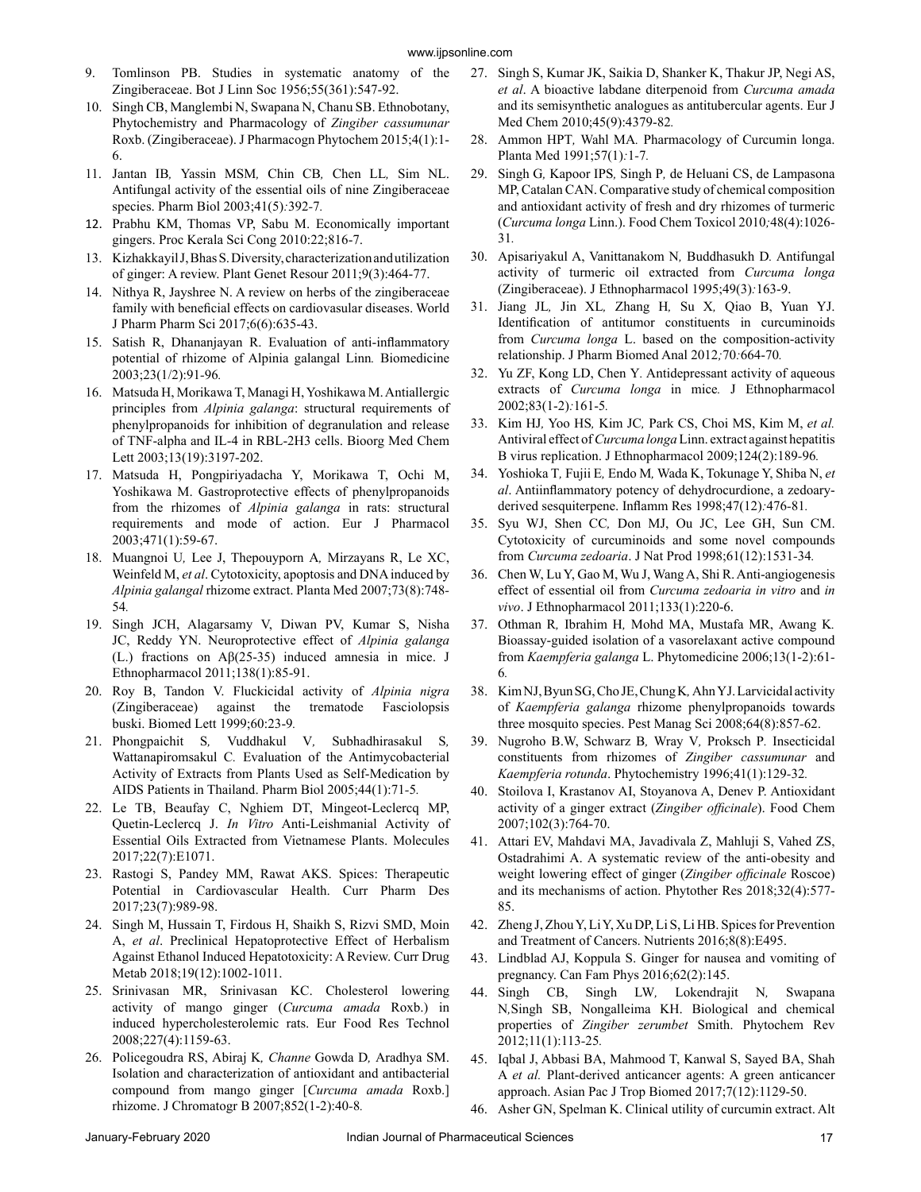9. Tomlinson PB. Studies in systematic anatomy of the Zingiberaceae. Bot J Linn Soc 1956;55(361):547-92.
10. Singh CB, Manglembi N, Swapana N, Chanu SB. Ethnobotany, Phytochemistry and Pharmacology of *Zingiber cassumunar* Roxb. (Zingiberaceae). J Pharmacogn Phytochem 2015;4(1):1-6.
11. Jantan IB, Yassin MSM, Chin CB, Chen LL, Sim NL. Antifungal activity of the essential oils of nine Zingiberaceae species. Pharm Biol 2003;41(5):392-7.
12. Prabhu KM, Thomas VP, Sabu M. Economically important gingers. Proc Kerala Sci Cong 2010:22;816-7.
13. Kizhakkayil J, Bhas S. Diversity, characterization and utilization of ginger: A review. Plant Genet Resour 2011;9(3):464-77.
14. Nithya R, Jayshree N. A review on herbs of the zingiberaceae family with beneficial effects on cardiovasular diseases. World J Pharm Pharm Sci 2017;6(6):635-43.
15. Satish R, Dhananjayan R. Evaluation of anti-inflammatory potential of rhizome of Alpinia galangal Linn. Biomedicine 2003;23(1/2):91-96.
16. Matsuda H, Morikawa T, Managi H, Yoshikawa M. Antiallergic principles from *Alpinia galanga*: structural requirements of phenylpropanoids for inhibition of degranulation and release of TNF-alpha and IL-4 in RBL-2H3 cells. Bioorg Med Chem Lett 2003;13(19):3197-202.
17. Matsuda H, Pongpiriyadacha Y, Morikawa T, Ochi M, Yoshikawa M. Gastroprotective effects of phenylpropanoids from the rhizomes of *Alpinia galanga* in rats: structural requirements and mode of action. Eur J Pharmacol 2003;471(1):59-67.
18. Muangnoi U, Lee J, Thepouyporn A, Mirzayans R, Le XC, Weinfeld M, *et al*. Cytotoxicity, apoptosis and DNA induced by *Alpinia galangal* rhizome extract. Planta Med 2007;73(8):748-54.
19. Singh JCH, Alagarsamy V, Diwan PV, Kumar S, Nisha JC, Reddy YN. Neuroprotective effect of *Alpinia galanga* (L.) fractions on Aβ(25-35) induced amnesia in mice. J Ethnopharmacol 2011;138(1):85-91.
20. Roy B, Tandon V. Fluckicidal activity of *Alpinia nigra* (Zingiberaceae) against the trematode Fasciolopsis buski. Biomed Lett 1999;60:23-9.
21. Phongpaichit S, Vuddhakul V, Subhadhirasakul S, Wattanapiromsakul C. Evaluation of the Antimycobacterial Activity of Extracts from Plants Used as Self-Medication by AIDS Patients in Thailand. Pharm Biol 2005;44(1):71-5.
22. Le TB, Beaufay C, Nghiem DT, Mingeot-Leclercq MP, Quetin-Leclercq J. *In Vitro* Anti-Leishmanial Activity of Essential Oils Extracted from Vietnamese Plants. Molecules 2017;22(7):E1071.
23. Rastogi S, Pandey MM, Rawat AKS. Spices: Therapeutic Potential in Cardiovascular Health. Curr Pharm Des 2017;23(7):989-98.
24. Singh M, Hussain T, Firdous H, Shaikh S, Rizvi SMD, Moin A, *et al*. Preclinical Hepatoprotective Effect of Herbalism Against Ethanol Induced Hepatotoxicity: A Review. Curr Drug Metab 2018;19(12):1002-1011.
25. Srinivasan MR, Srinivasan KC. Cholesterol lowering activity of mango ginger (*Curcuma amada* Roxb.) in induced hypercholesterolemic rats. Eur Food Res Technol 2008;227(4):1159-63.
26. Policegoudra RS, Abiraj K, *Channe* Gowda D, Aradhya SM. Isolation and characterization of antioxidant and antibacterial compound from mango ginger [*Curcuma amada* Roxb.] rhizome. J Chromatogr B 2007;852(1-2):40-8.
27. Singh S, Kumar JK, Saikia D, Shanker K, Thakur JP, Negi AS, *et al*. A bioactive labdane diterpenoid from *Curcuma amada* and its semisynthetic analogues as antitubercular agents. Eur J Med Chem 2010;45(9):4379-82.
28. Ammon HPT, Wahl MA. Pharmacology of Curcumin longa. Planta Med 1991;57(1):1-7.
29. Singh G, Kapoor IPS, Singh P, de Heluani CS, de Lampasona MP, Catalan CAN. Comparative study of chemical composition and antioxidant activity of fresh and dry rhizomes of turmeric (*Curcuma longa* Linn.). Food Chem Toxicol 2010;48(4):1026-31.
30. Apisariyakul A, Vanittanakom N, Buddhasukh D. Antifungal activity of turmeric oil extracted from *Curcuma longa* (Zingiberaceae). J Ethnopharmacol 1995;49(3):163-9.
31. Jiang JL, Jin XL, Zhang H, Su X, Qiao B, Yuan YJ. Identification of antitumor constituents in curcuminoids from *Curcuma longa* L. based on the composition-activity relationship. J Pharm Biomed Anal 2012;70:664-70.
32. Yu ZF, Kong LD, Chen Y. Antidepressant activity of aqueous extracts of *Curcuma longa* in mice. J Ethnopharmacol 2002;83(1-2):161-5.
33. Kim HJ, Yoo HS, Kim JC, Park CS, Choi MS, Kim M, *et al.* Antiviral effect of *Curcuma longa* Linn. extract against hepatitis B virus replication. J Ethnopharmacol 2009;124(2):189-96.
34. Yoshioka T, Fujii E, Endo M, Wada K, Tokunage Y, Shiba N, *et al*. Antiinflammatory potency of dehydrocurdione, a zedoary-derived sesquiterpene. Inflamm Res 1998;47(12):476-81.
35. Syu WJ, Shen CC, Don MJ, Ou JC, Lee GH, Sun CM. Cytotoxicity of curcuminoids and some novel compounds from *Curcuma zedoaria*. J Nat Prod 1998;61(12):1531-34.
36. Chen W, Lu Y, Gao M, Wu J, Wang A, Shi R. Anti-angiogenesis effect of essential oil from *Curcuma zedoaria in vitro* and *in vivo*. J Ethnopharmacol 2011;133(1):220-6.
37. Othman R, Ibrahim H, Mohd MA, Mustafa MR, Awang K. Bioassay-guided isolation of a vasorelaxant active compound from *Kaempferia galanga* L. Phytomedicine 2006;13(1-2):61-6.
38. Kim NJ, Byun SG, Cho JE, Chung K, Ahn YJ. Larvicidal activity of *Kaempferia galanga* rhizome phenylpropanoids towards three mosquito species. Pest Manag Sci 2008;64(8):857-62.
39. Nugroho B.W, Schwarz B, Wray V, Proksch P. Insecticidal constituents from rhizomes of *Zingiber cassumunar* and *Kaempferia rotunda*. Phytochemistry 1996;41(1):129-32.
40. Stoilova I, Krastanov AI, Stoyanova A, Denev P. Antioxidant activity of a ginger extract (*Zingiber officinale*). Food Chem 2007;102(3):764-70.
41. Attari EV, Mahdavi MA, Javadivala Z, Mahluji S, Vahed ZS, Ostadrahimi A. A systematic review of the anti-obesity and weight lowering effect of ginger (*Zingiber officinale* Roscoe) and its mechanisms of action. Phytother Res 2018;32(4):577-85.
42. Zheng J, Zhou Y, Li Y, Xu DP, Li S, Li HB. Spices for Prevention and Treatment of Cancers. Nutrients 2016;8(8):E495.
43. Lindblad AJ, Koppula S. Ginger for nausea and vomiting of pregnancy. Can Fam Phys 2016;62(2):145.
44. Singh CB, Singh LW, Lokendrajit N, Swapana N,Singh SB, Nongalleima KH. Biological and chemical properties of *Zingiber zerumbet* Smith. Phytochem Rev 2012;11(1):113-25.
45. Iqbal J, Abbasi BA, Mahmood T, Kanwal S, Sayed BA, Shah A *et al.* Plant-derived anticancer agents: A green anticancer approach. Asian Pac J Trop Biomed 2017;7(12):1129-50.
46. Asher GN, Spelman K. Clinical utility of curcumin extract. Alt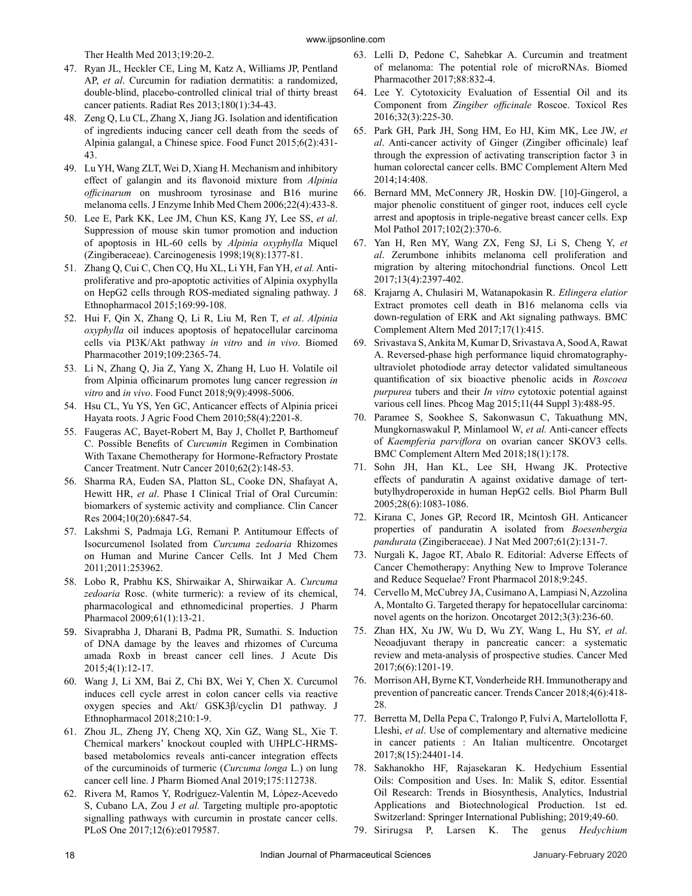Ther Health Med 2013;19:20-2.

47. Ryan JL, Heckler CE, Ling M, Katz A, Williams JP, Pentland AP, *et al*. Curcumin for radiation dermatitis: a randomized, double-blind, placebo-controlled clinical trial of thirty breast cancer patients. Radiat Res 2013;180(1):34-43.
48. Zeng Q, Lu CL, Zhang X, Jiang JG. Isolation and identification of ingredients inducing cancer cell death from the seeds of Alpinia galangal, a Chinese spice. Food Funct 2015;6(2):431-43.
49. Lu YH, Wang ZLT, Wei D, Xiang H. Mechanism and inhibitory effect of galangin and its flavonoid mixture from *Alpinia officinarum* on mushroom tyrosinase and B16 murine melanoma cells. J Enzyme Inhib Med Chem 2006;22(4):433-8.
50. Lee E, Park KK, Lee JM, Chun KS, Kang JY, Lee SS, *et al*. Suppression of mouse skin tumor promotion and induction of apoptosis in HL-60 cells by *Alpinia oxyphylla* Miquel (Zingiberaceae). Carcinogenesis 1998;19(8):1377-81.
51. Zhang Q, Cui C, Chen CQ, Hu XL, Li YH, Fan YH, *et al.* Anti-proliferative and pro-apoptotic activities of Alpinia oxyphylla on HepG2 cells through ROS-mediated signaling pathway. J Ethnopharmacol 2015;169:99-108.
52. Hui F, Qin X, Zhang Q, Li R, Liu M, Ren T, *et al*. *Alpinia oxyphylla* oil induces apoptosis of hepatocellular carcinoma cells via PI3K/Akt pathway *in vitro* and *in vivo*. Biomed Pharmacother 2019;109:2365-74.
53. Li N, Zhang Q, Jia Z, Yang X, Zhang H, Luo H. Volatile oil from Alpinia officinarum promotes lung cancer regression *in vitro* and *in vivo*. Food Funct 2018;9(9):4998-5006.
54. Hsu CL, Yu YS, Yen GC, Anticancer effects of Alpinia pricei Hayata roots. J Agric Food Chem 2010;58(4):2201-8.
55. Faugeras AC, Bayet-Robert M, Bay J, Chollet P, Barthomeuf C. Possible Benefits of *Curcumin* Regimen in Combination With Taxane Chemotherapy for Hormone-Refractory Prostate Cancer Treatment. Nutr Cancer 2010;62(2):148-53.
56. Sharma RA, Euden SA, Platton SL, Cooke DN, Shafayat A, Hewitt HR, *et al*. Phase I Clinical Trial of Oral Curcumin: biomarkers of systemic activity and compliance. Clin Cancer Res 2004;10(20):6847-54.
57. Lakshmi S, Padmaja LG, Remani P. Antitumour Effects of Isocurcumenol Isolated from *Curcuma zedoaria* Rhizomes on Human and Murine Cancer Cells. Int J Med Chem 2011;2011:253962.
58. Lobo R, Prabhu KS, Shirwaikar A, Shirwaikar A. *Curcuma zedoaria* Rosc. (white turmeric): a review of its chemical, pharmacological and ethnomedicinal properties. J Pharm Pharmacol 2009;61(1):13-21.
59. Sivaprabha J, Dharani B, Padma PR, Sumathi. S. Induction of DNA damage by the leaves and rhizomes of Curcuma amada Roxb in breast cancer cell lines. J Acute Dis 2015;4(1):12-17.
60. Wang J, Li XM, Bai Z, Chi BX, Wei Y, Chen X. Curcumol induces cell cycle arrest in colon cancer cells via reactive oxygen species and Akt/ GSK3β/cyclin D1 pathway. J Ethnopharmacol 2018;210:1-9.
61. Zhou JL, Zheng JY, Cheng XQ, Xin GZ, Wang SL, Xie T. Chemical markers' knockout coupled with UHPLC-HRMS-based metabolomics reveals anti-cancer integration effects of the curcuminoids of turmeric (*Curcuma longa* L.) on lung cancer cell line. J Pharm Biomed Anal 2019;175:112738.
62. Rivera M, Ramos Y, Rodríguez-Valentín M, López-Acevedo S, Cubano LA, Zou J *et al.* Targeting multiple pro-apoptotic signalling pathways with curcumin in prostate cancer cells. PLoS One 2017;12(6):e0179587.
63. Lelli D, Pedone C, Sahebkar A. Curcumin and treatment of melanoma: The potential role of microRNAs. Biomed Pharmacother 2017;88:832-4.
64. Lee Y. Cytotoxicity Evaluation of Essential Oil and its Component from *Zingiber officinale* Roscoe. Toxicol Res 2016;32(3):225-30.
65. Park GH, Park JH, Song HM, Eo HJ, Kim MK, Lee JW, *et al*. Anti-cancer activity of Ginger (Zingiber officinale) leaf through the expression of activating transcription factor 3 in human colorectal cancer cells. BMC Complement Altern Med 2014;14:408.
66. Bernard MM, McConnery JR, Hoskin DW. [10]-Gingerol, a major phenolic constituent of ginger root, induces cell cycle arrest and apoptosis in triple-negative breast cancer cells. Exp Mol Pathol 2017;102(2):370-6.
67. Yan H, Ren MY, Wang ZX, Feng SJ, Li S, Cheng Y, *et al*. Zerumbone inhibits melanoma cell proliferation and migration by altering mitochondrial functions. Oncol Lett 2017;13(4):2397-402.
68. Krajarng A, Chulasiri M, Watanapokasin R. *Etlingera elatior* Extract promotes cell death in B16 melanoma cells via down-regulation of ERK and Akt signaling pathways. BMC Complement Altern Med 2017;17(1):415.
69. Srivastava S, Ankita M, Kumar D, Srivastava A, Sood A, Rawat A. Reversed-phase high performance liquid chromatography-ultraviolet photodiode array detector validated simultaneous quantification of six bioactive phenolic acids in *Roscoea purpurea* tubers and their *In vitro* cytotoxic potential against various cell lines. Phcog Mag 2015;11(44 Suppl 3):488-95.
70. Paramee S, Sookhee S, Sakonwasun C, Takuathung MN, Mungkornaswakul P, Minlamool W, *et al.* Anti-cancer effects of *Kaempferia parviflora* on ovarian cancer SKOV3 cells. BMC Complement Altern Med 2018;18(1):178.
71. Sohn JH, Han KL, Lee SH, Hwang JK. Protective effects of panduratin A against oxidative damage of tert-butylhydroperoxide in human HepG2 cells. Biol Pharm Bull 2005;28(6):1083-1086.
72. Kirana C, Jones GP, Record IR, Mcintosh GH. Anticancer properties of panduratin A isolated from *Boesenbergia pandurata* (Zingiberaceae). J Nat Med 2007;61(2):131-7.
73. Nurgali K, Jagoe RT, Abalo R. Editorial: Adverse Effects of Cancer Chemotherapy: Anything New to Improve Tolerance and Reduce Sequelae? Front Pharmacol 2018;9:245.
74. Cervello M, McCubrey JA, Cusimano A, Lampiasi N, Azzolina A, Montalto G. Targeted therapy for hepatocellular carcinoma: novel agents on the horizon. Oncotarget 2012;3(3):236-60.
75. Zhan HX, Xu JW, Wu D, Wu ZY, Wang L, Hu SY, *et al*. Neoadjuvant therapy in pancreatic cancer: a systematic review and meta-analysis of prospective studies. Cancer Med 2017;6(6):1201-19.
76. Morrison AH, Byrne KT, Vonderheide RH. Immunotherapy and prevention of pancreatic cancer. Trends Cancer 2018;4(6):418-28.
77. Berretta M, Della Pepa C, Tralongo P, Fulvi A, Martelollotta F, Lleshi, *et al*. Use of complementary and alternative medicine in cancer patients : An Italian multicentre. Oncotarget 2017;8(15):24401-14.
78. Sakhanokho HF, Rajasekaran K. Hedychium Essential Oils: Composition and Uses. In: Malik S, editor. Essential Oil Research: Trends in Biosynthesis, Analytics, Industrial Applications and Biotechnological Production. 1st ed. Switzerland: Springer International Publishing; 2019;49-60.
79. Sirirugsa P, Larsen K. The genus *Hedychium*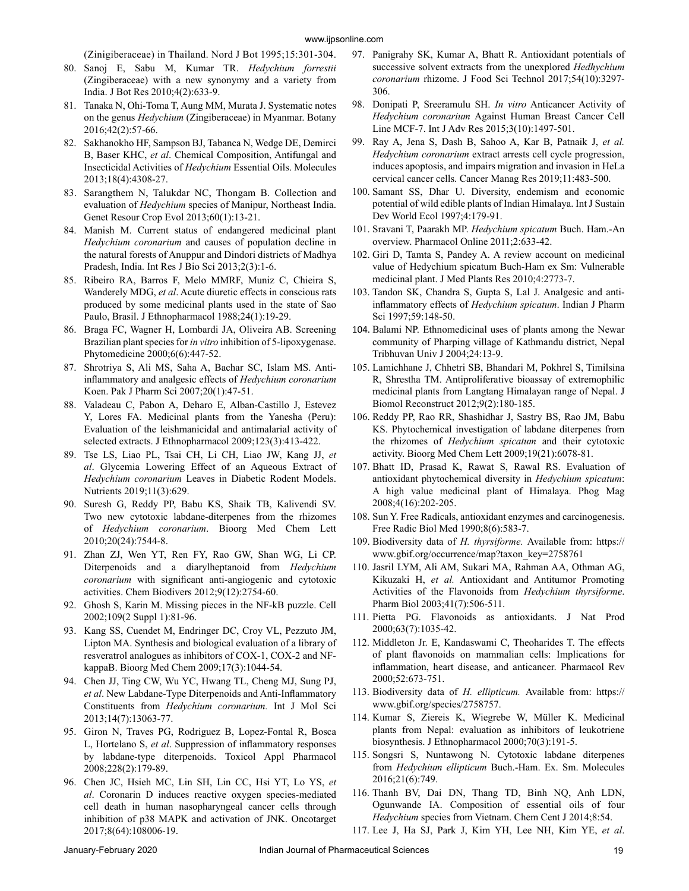(Zinigiberaceae) in Thailand. Nord J Bot 1995;15:301-304.

80. Sanoj E, Sabu M, Kumar TR. *Hedychium forrestii* (Zingiberaceae) with a new synonymy and a variety from India. J Bot Res 2010;4(2):633-9.
81. Tanaka N, Ohi-Toma T, Aung MM, Murata J. Systematic notes on the genus *Hedychium* (Zingiberaceae) in Myanmar. Botany 2016;42(2):57-66.
82. Sakhanokho HF, Sampson BJ, Tabanca N, Wedge DE, Demirci B, Baser KHC, *et al*. Chemical Composition, Antifungal and Insecticidal Activities of *Hedychium* Essential Oils. Molecules 2013;18(4):4308-27.
83. Sarangthem N, Talukdar NC, Thongam B. Collection and evaluation of *Hedychium* species of Manipur, Northeast India. Genet Resour Crop Evol 2013;60(1):13-21.
84. Manish M. Current status of endangered medicinal plant *Hedychium coronarium* and causes of population decline in the natural forests of Anuppur and Dindori districts of Madhya Pradesh, India. Int Res J Bio Sci 2013;2(3):1-6.
85. Ribeiro RA, Barros F, Melo MMRF, Muniz C, Chieira S, Wanderely MDG, *et al*. Acute diuretic effects in conscious rats produced by some medicinal plants used in the state of Sao Paulo, Brasil. J Ethnopharmacol 1988;24(1):19-29.
86. Braga FC, Wagner H, Lombardi JA, Oliveira AB. Screening Brazilian plant species for *in vitro* inhibition of 5-lipoxygenase. Phytomedicine 2000;6(6):447-52.
87. Shrotriya S, Ali MS, Saha A, Bachar SC, Islam MS. Anti-inflammatory and analgesic effects of *Hedychium coronarium* Koen. Pak J Pharm Sci 2007;20(1):47-51.
88. Valadeau C, Pabon A, Deharo E, Alban-Castillo J, Estevez Y, Lores FA. Medicinal plants from the Yanesha (Peru): Evaluation of the leishmanicidal and antimalarial activity of selected extracts. J Ethnopharmacol 2009;123(3):413-422.
89. Tse LS, Liao PL, Tsai CH, Li CH, Liao JW, Kang JJ, *et al*. Glycemia Lowering Effect of an Aqueous Extract of *Hedychium coronarium* Leaves in Diabetic Rodent Models. Nutrients 2019;11(3):629.
90. Suresh G, Reddy PP, Babu KS, Shaik TB, Kalivendi SV. Two new cytotoxic labdane-diterpenes from the rhizomes of *Hedychium coronarium*. Bioorg Med Chem Lett 2010;20(24):7544-8.
91. Zhan ZJ, Wen YT, Ren FY, Rao GW, Shan WG, Li CP. Diterpenoids and a diarylheptanoid from *Hedychium coronarium* with significant anti-angiogenic and cytotoxic activities. Chem Biodivers 2012;9(12):2754-60.
92. Ghosh S, Karin M. Missing pieces in the NF-kB puzzle. Cell 2002;109(2 Suppl 1):81-96.
93. Kang SS, Cuendet M, Endringer DC, Croy VL, Pezzuto JM, Lipton MA. Synthesis and biological evaluation of a library of resveratrol analogues as inhibitors of COX-1, COX-2 and NF-kappaB. Bioorg Med Chem 2009;17(3):1044-54.
94. Chen JJ, Ting CW, Wu YC, Hwang TL, Cheng MJ, Sung PJ, *et al*. New Labdane-Type Diterpenoids and Anti-Inflammatory Constituents from *Hedychium coronarium.* Int J Mol Sci 2013;14(7):13063-77.
95. Giron N, Traves PG, Rodriguez B, Lopez-Fontal R, Bosca L, Hortelano S, *et al*. Suppression of inflammatory responses by labdane-type diterpenoids. Toxicol Appl Pharmacol 2008;228(2):179-89.
96. Chen JC, Hsieh MC, Lin SH, Lin CC, Hsi YT, Lo YS, *et al*. Coronarin D induces reactive oxygen species-mediated cell death in human nasopharyngeal cancer cells through inhibition of p38 MAPK and activation of JNK. Oncotarget 2017;8(64):108006-19.
97. Panigrahy SK, Kumar A, Bhatt R. Antioxidant potentials of successive solvent extracts from the unexplored *Hedhychium coronarium* rhizome. J Food Sci Technol 2017;54(10):3297-306.
98. Donipati P, Sreeramulu SH. *In vitro* Anticancer Activity of *Hedychium coronarium* Against Human Breast Cancer Cell Line MCF-7. Int J Adv Res 2015;3(10):1497-501.
99. Ray A, Jena S, Dash B, Sahoo A, Kar B, Patnaik J, *et al. Hedychium coronarium* extract arrests cell cycle progression, induces apoptosis, and impairs migration and invasion in HeLa cervical cancer cells. Cancer Manag Res 2019;11:483-500.
100. Samant SS, Dhar U. Diversity, endemism and economic potential of wild edible plants of Indian Himalaya. Int J Sustain Dev World Ecol 1997;4:179-91.
101. Sravani T, Paarakh MP. *Hedychium spicatum* Buch. Ham.-An overview. Pharmacol Online 2011;2:633-42.
102. Giri D, Tamta S, Pandey A. A review account on medicinal value of Hedychium spicatum Buch-Ham ex Sm: Vulnerable medicinal plant. J Med Plants Res 2010;4:2773-7.
103. Tandon SK, Chandra S, Gupta S, Lal J. Analgesic and anti-inflammatory effects of *Hedychium spicatum*. Indian J Pharm Sci 1997;59:148-50.
104. Balami NP. Ethnomedicinal uses of plants among the Newar community of Pharping village of Kathmandu district, Nepal Tribhuvan Univ J 2004;24:13-9.
105. Lamichhane J, Chhetri SB, Bhandari M, Pokhrel S, Timilsina R, Shrestha TM. Antiproliferative bioassay of extremophilic medicinal plants from Langtang Himalayan range of Nepal. J Biomol Reconstruct 2012;9(2):180-185.
106. Reddy PP, Rao RR, Shashidhar J, Sastry BS, Rao JM, Babu KS. Phytochemical investigation of labdane diterpenes from the rhizomes of *Hedychium spicatum* and their cytotoxic activity. Bioorg Med Chem Lett 2009;19(21):6078-81.
107. Bhatt ID, Prasad K, Rawat S, Rawal RS. Evaluation of antioxidant phytochemical diversity in *Hedychium spicatum*: A high value medicinal plant of Himalaya. Phog Mag 2008;4(16):202-205.
108. Sun Y. Free Radicals, antioxidant enzymes and carcinogenesis. Free Radic Biol Med 1990;8(6):583-7.
109. Biodiversity data of *H. thyrsiforme.* Available from: https://www.gbif.org/occurrence/map?taxon_key=2758761
110. Jasril LYM, Ali AM, Sukari MA, Rahman AA, Othman AG, Kikuzaki H, *et al.* Antioxidant and Antitumor Promoting Activities of the Flavonoids from *Hedychium thyrsiforme*. Pharm Biol 2003;41(7):506-511.
111. Pietta PG. Flavonoids as antioxidants. J Nat Prod 2000;63(7):1035-42.
112. Middleton Jr. E, Kandaswami C, Theoharides T. The effects of plant flavonoids on mammalian cells: Implications for inflammation, heart disease, and anticancer. Pharmacol Rev 2000;52:673-751.
113. Biodiversity data of *H. ellipticum.* Available from: https://www.gbif.org/species/2758757.
114. Kumar S, Ziereis K, Wiegrebe W, Müller K. Medicinal plants from Nepal: evaluation as inhibitors of leukotriene biosynthesis. J Ethnopharmacol 2000;70(3):191-5.
115. Songsri S, Nuntawong N. Cytotoxic labdane diterpenes from *Hedychium ellipticum* Buch.-Ham. Ex. Sm. Molecules 2016;21(6):749.
116. Thanh BV, Dai DN, Thang TD, Binh NQ, Anh LDN, Ogunwande IA. Composition of essential oils of four *Hedychium* species from Vietnam. Chem Cent J 2014;8:54.
117. Lee J, Ha SJ, Park J, Kim YH, Lee NH, Kim YE, *et al*.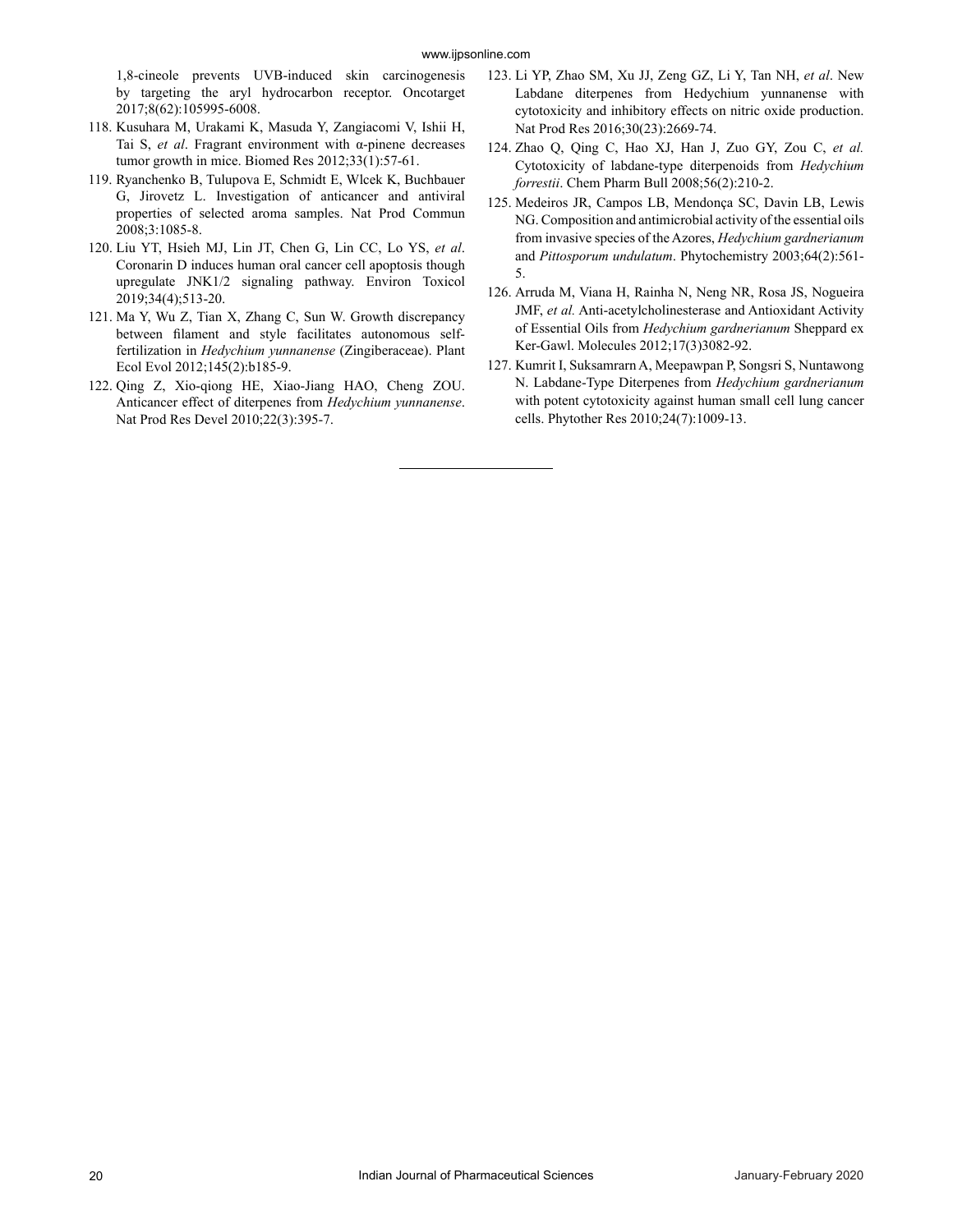1,8-cineole prevents UVB-induced skin carcinogenesis by targeting the aryl hydrocarbon receptor. Oncotarget 2017;8(62):105995-6008.

118. Kusuhara M, Urakami K, Masuda Y, Zangiacomi V, Ishii H, Tai S, *et al*. Fragrant environment with α-pinene decreases tumor growth in mice. Biomed Res 2012;33(1):57-61.
119. Ryanchenko B, Tulupova E, Schmidt E, Wlcek K, Buchbauer G, Jirovetz L. Investigation of anticancer and antiviral properties of selected aroma samples. Nat Prod Commun 2008;3:1085-8.
120. Liu YT, Hsieh MJ, Lin JT, Chen G, Lin CC, Lo YS, *et al*. Coronarin D induces human oral cancer cell apoptosis though upregulate JNK1/2 signaling pathway. Environ Toxicol 2019;34(4);513-20.
121. Ma Y, Wu Z, Tian X, Zhang C, Sun W. Growth discrepancy between filament and style facilitates autonomous self-fertilization in *Hedychium yunnanense* (Zingiberaceae). Plant Ecol Evol 2012;145(2):b185-9.
122. Qing Z, Xio-qiong HE, Xiao-Jiang HAO, Cheng ZOU. Anticancer effect of diterpenes from *Hedychium yunnanense*. Nat Prod Res Devel 2010;22(3):395-7.
123. Li YP, Zhao SM, Xu JJ, Zeng GZ, Li Y, Tan NH, *et al*. New Labdane diterpenes from Hedychium yunnanense with cytotoxicity and inhibitory effects on nitric oxide production. Nat Prod Res 2016;30(23):2669-74.
124. Zhao Q, Qing C, Hao XJ, Han J, Zuo GY, Zou C, *et al.* Cytotoxicity of labdane-type diterpenoids from *Hedychium forrestii*. Chem Pharm Bull 2008;56(2):210-2.
125. Medeiros JR, Campos LB, Mendonça SC, Davin LB, Lewis NG. Composition and antimicrobial activity of the essential oils from invasive species of the Azores, *Hedychium gardnerianum* and *Pittosporum undulatum*. Phytochemistry 2003;64(2):561-5.
126. Arruda M, Viana H, Rainha N, Neng NR, Rosa JS, Nogueira JMF, *et al.* Anti-acetylcholinesterase and Antioxidant Activity of Essential Oils from *Hedychium gardnerianum* Sheppard ex Ker-Gawl. Molecules 2012;17(3)3082-92.
127. Kumrit I, Suksamrarn A, Meepawpan P, Songsri S, Nuntawong N. Labdane-Type Diterpenes from *Hedychium gardnerianum* with potent cytotoxicity against human small cell lung cancer cells. Phytother Res 2010;24(7):1009-13.